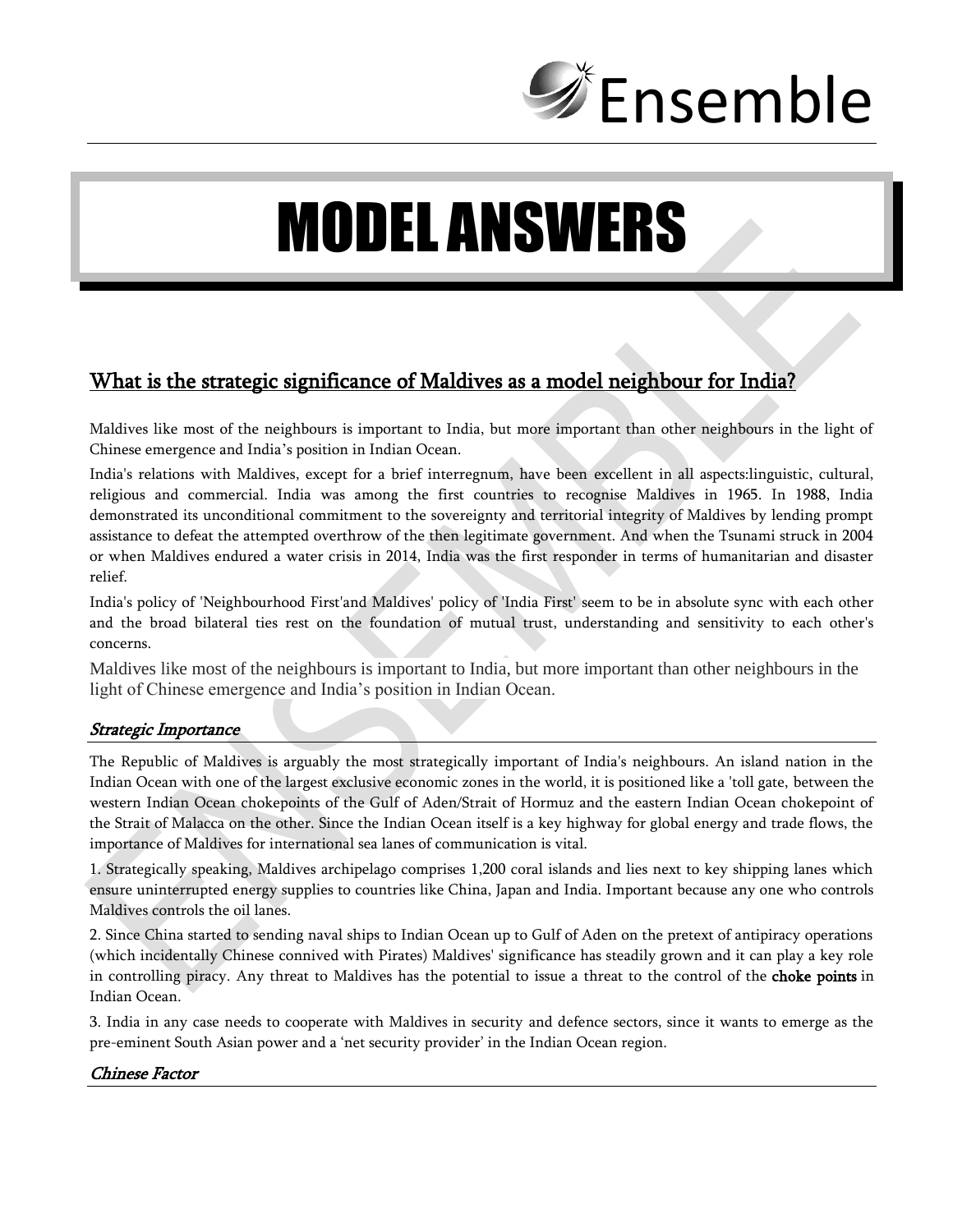# MODEL ANSWERS

## What is the strategic significance of Maldives as a model neighbour for India?

Maldives like most of the neighbours is important to India, but more important than other neighbours in the light of Chinese emergence and India's position in Indian Ocean.

India's relations with Maldives, except for a brief interregnum, have been excellent in all aspects:linguistic, cultural, religious and commercial. India was among the first countries to recognise Maldives in 1965. In 1988, India demonstrated its unconditional commitment to the sovereignty and territorial integrity of Maldives by lending prompt assistance to defeat the attempted overthrow of the then legitimate government. And when the Tsunami struck in 2004 or when Maldives endured a water crisis in 2014, India was the first responder in terms of humanitarian and disaster relief.

India's policy of 'Neighbourhood First'and Maldives' policy of 'India First' seem to be in absolute sync with each other and the broad bilateral ties rest on the foundation of mutual trust, understanding and sensitivity to each other's concerns.

Maldives like most of the neighbours is important to India, but more important than other neighbours in the light of Chinese emergence and India's position in Indian Ocean.

### *Strategic Importance*

The Republic of Maldives is arguably the most strategically important of India's neighbours. An island nation in the Indian Ocean with one of the largest exclusive economic zones in the world, it is positioned like a 'toll gate, between the western Indian Ocean chokepoints of the Gulf of Aden/Strait of Hormuz and the eastern Indian Ocean chokepoint of the Strait of Malacca on the other. Since the Indian Ocean itself is a key highway for global energy and trade flows, the importance of Maldives for international sea lanes of communication is vital.

1. Strategically speaking, Maldives archipelago comprises 1,200 coral islands and lies next to key shipping lanes which ensure uninterrupted energy supplies to countries like China, Japan and India. Important because any one who controls Maldives controls the oil lanes.

2. Since China started to sending naval ships to Indian Ocean up to Gulf of Aden on the pretext of antipiracy operations (which incidentally Chinese connived with Pirates) Maldives' significance has steadily grown and it can play a key role in controlling piracy. Any threat to Maldives has the potential to issue a threat to the control of the **choke points** in Indian Ocean.

3. India in any case needs to cooperate with Maldives in security and defence sectors, since it wants to emerge as the pre-eminent South Asian power and a 'net security provider' in the Indian Ocean region.

### *Chinese Factor*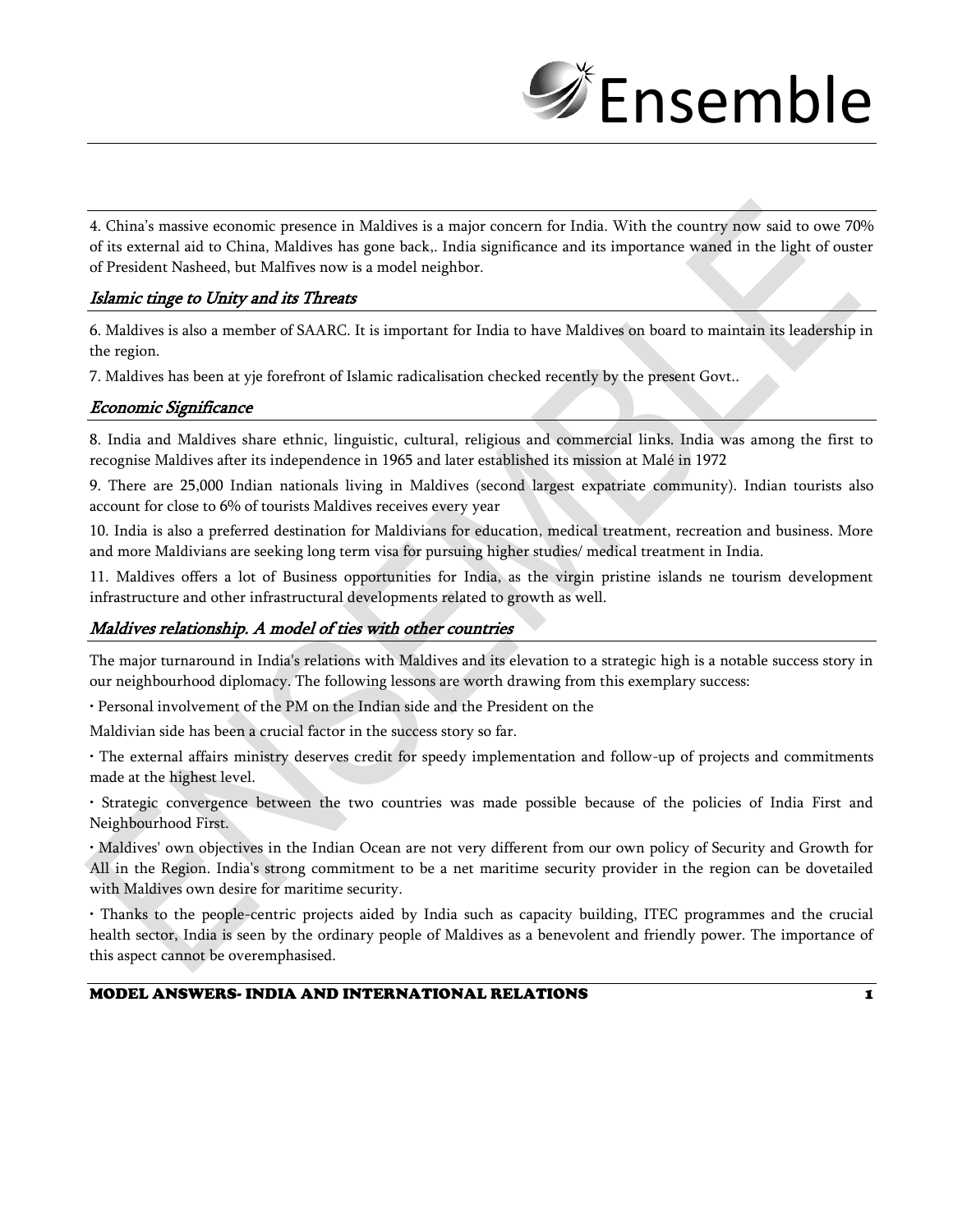4. China's massive economic presence in Maldives is a major concern for India. With the country now said to owe 70% of its external aid to China, Maldives has gone back,. India significance and its importance waned in the light of ouster of President Nasheed, but Malfives now is a model neighbor.

## *Islamic tinge to Unity and its Threats*

6. Maldives is also a member of SAARC. It is important for India to have Maldives on board to maintain its leadership in the region.

7. Maldives has been at yje forefront of Islamic radicalisation checked recently by the present Govt..

## *Economic Significance*

8. India and Maldives share ethnic, linguistic, cultural, religious and commercial links. India was among the first to recognise Maldives after its independence in 1965 and later established its mission at Malé in 1972

9. There are 25,000 Indian nationals living in Maldives (second largest expatriate community). Indian tourists also account for close to 6% of tourists Maldives receives every year

10. India is also a preferred destination for Maldivians for education, medical treatment, recreation and business. More and more Maldivians are seeking long term visa for pursuing higher studies/ medical treatment in India.

11. Maldives offers a lot of Business opportunities for India, as the virgin pristine islands ne tourism development infrastructure and other infrastructural developments related to growth as well.

## *Maldives relationship. A model of ties with other countries*

The major turnaround in India's relations with Maldives and its elevation to a strategic high is a notable success story in our neighbourhood diplomacy. The following lessons are worth drawing from this exemplary success:

• Personal involvement of the PM on the Indian side and the President on the Maldivian side has been a crucial factor in the success story so far.

• The external affairs ministry deserves credit for speedy implementation and follow-up of projects and commitments made at the highest level.

• Strategic convergence between the two countries was made possible because of the policies of India First and Neighbourhood First.

• Maldives' own objectives in the Indian Ocean are not very different from our own policy of Security and Growth for All in the Region. India's strong commitment to be a net maritime security provider in the region can be dovetailed with Maldives own desire for maritime security.

• Thanks to the people-centric projects aided by India such as capacity building, ITEC programmes and the crucial health sector, India is seen by the ordinary people of Maldives as a benevolent and friendly power. The importance of this aspect cannot be overemphasised.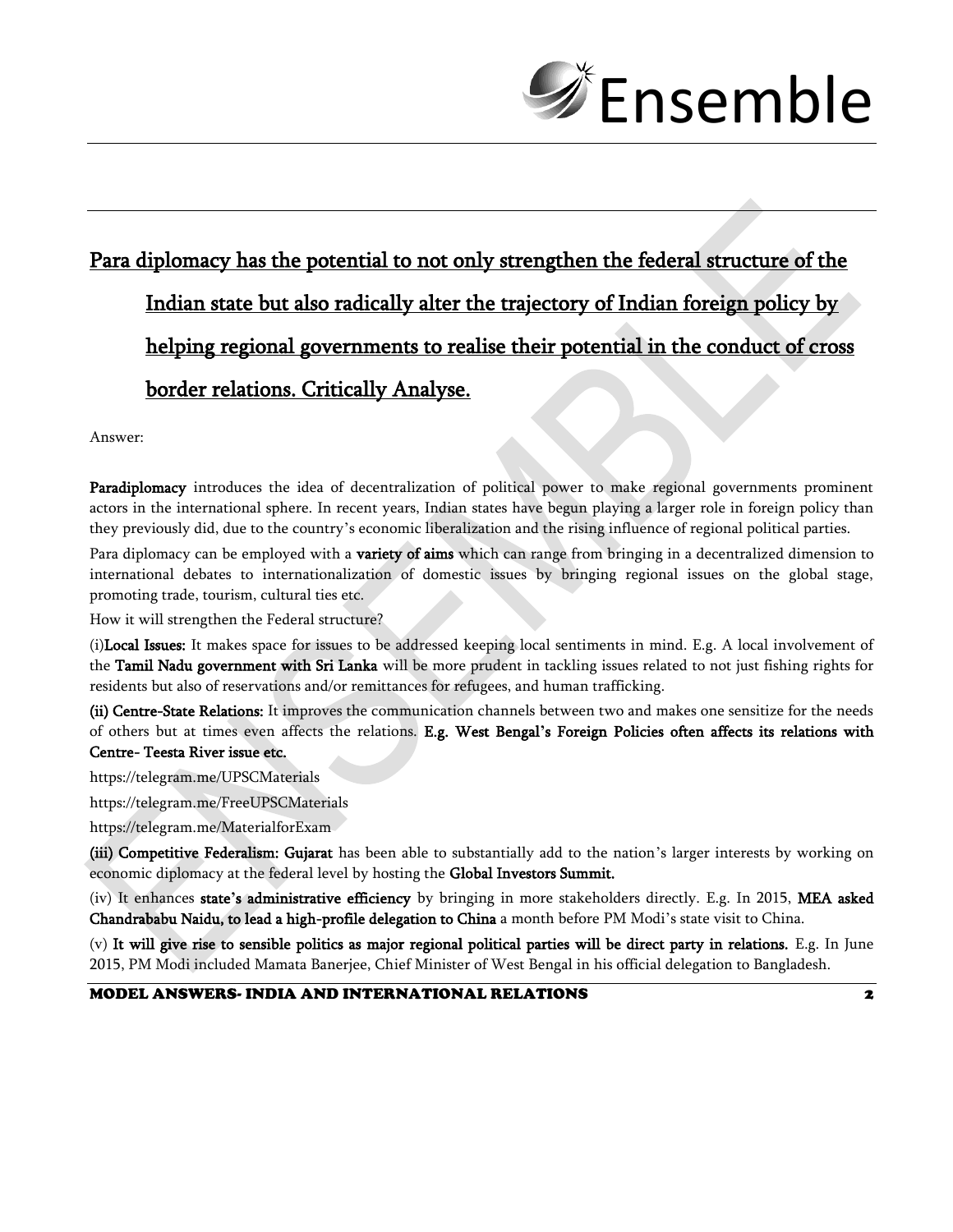## Para diplomacy has the potential to not only strengthen the federal structure of the Indian state but also radically alter the trajectory of Indian foreign policy by helping regional governments to realise their potential in the conduct of cross border relations. Critically Analyse.

Answer:

**Paradiplomacy** introduces the idea of decentralization of political power to make regional governments prominent actors in the international sphere. In recent years, Indian states have begun playing a larger role in foreign policy than they previously did, due to the country's economic liberalization and the rising influence of regional political parties.

Para diplomacy can be employed with a **variety of aims** which can range from bringing in a decentralized dimension to international debates to internationalization of domestic issues by bringing regional issues on the global stage, promoting trade, tourism, cultural ties etc.

How it will strengthen the Federal structure?

(i)**Local Issues:** It makes space for issues to be addressed keeping local sentiments in mind. E.g. A local involvement of the **Tamil Nadu government with Sri Lanka** will be more prudent in tackling issues related to not just fishing rights for residents but also of reservations and/or remittances for refugees, and human trafficking.

**(ii) Centre-State Relations:** It improves the communication channels between two and makes one sensitize for the needs of others but at times even affects the relations. **E.g. West Bengal's Foreign Policies often affects its relations with Centre- Teesta River issue etc.**

https://telegram.me/UPSCMaterials

https://telegram.me/FreeUPSCMaterials

https://telegram.me/MaterialforExam

**(iii) Competitive Federalism: Gujarat** has been able to substantially add to the nation's larger interests by working on economic diplomacy at the federal level by hosting the **Global Investors Summit.**

(iv) It enhances **state's administrative efficiency** by bringing in more stakeholders directly. E.g. In 2015, **MEA asked Chandrababu Naidu, to lead a high-profile delegation to China** a month before PM Modi's state visit to China.

(v) **It will give rise to sensible politics as major regional political parties will be direct party in relations.** E.g. In June 2015, PM Modi included Mamata Banerjee, Chief Minister of West Bengal in his official delegation to Bangladesh.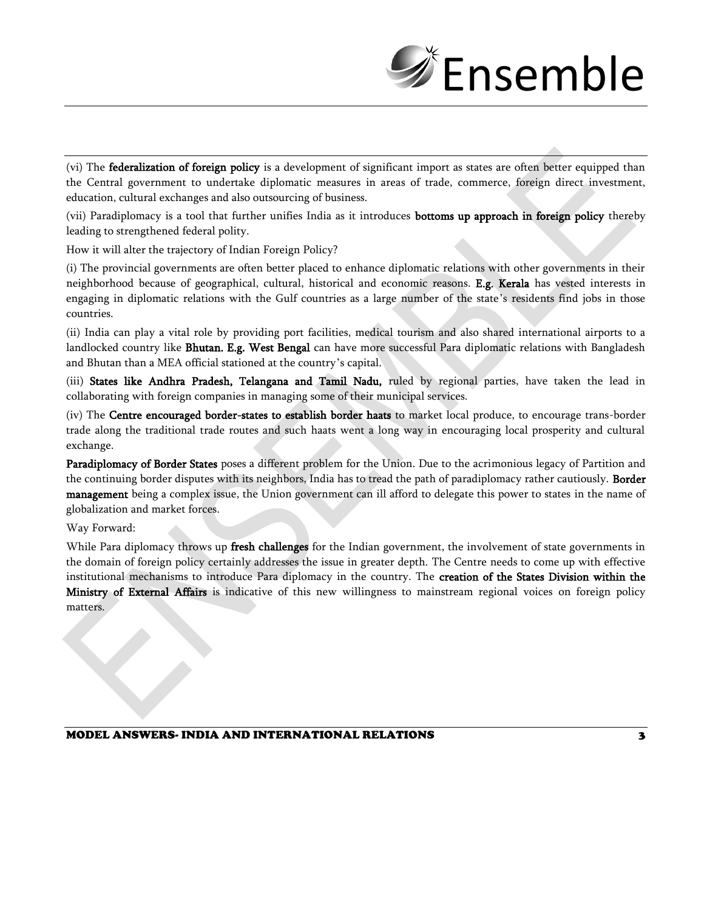(vi) The **federalization of foreign policy** is a development of significant import as states are often better equipped than the Central government to undertake diplomatic measures in areas of trade, commerce, foreign direct investment, education, cultural exchanges and also outsourcing of business.

(vii) Paradiplomacy is a tool that further unifies India as it introduces **bottoms up approach in foreign policy** thereby leading to strengthened federal polity.

How it will alter the trajectory of Indian Foreign Policy?

(i) The provincial governments are often better placed to enhance diplomatic relations with other governments in their neighborhood because of geographical, cultural, historical and economic reasons. **E.g. Kerala** has vested interests in engaging in diplomatic relations with the Gulf countries as a large number of the state's residents find jobs in those countries.

(ii) India can play a vital role by providing port facilities, medical tourism and also shared international airports to a landlocked country like **Bhutan. E.g. West Bengal** can have more successful Para diplomatic relations with Bangladesh and Bhutan than a MEA official stationed at the country's capital.

(iii) **States like Andhra Pradesh, Telangana and Tamil Nadu,** ruled by regional parties, have taken the lead in collaborating with foreign companies in managing some of their municipal services.

(iv) The **Centre encouraged border-states to establish border haats** to market local produce, to encourage trans-border trade along the traditional trade routes and such haats went a long way in encouraging local prosperity and cultural exchange.

**Paradiplomacy of Border States** poses a different problem for the Union. Due to the acrimonious legacy of Partition and the continuing border disputes with its neighbors, India has to tread the path of paradiplomacy rather cautiously. **Border management** being a complex issue, the Union government can ill afford to delegate this power to states in the name of globalization and market forces.

Way Forward:

While Para diplomacy throws up **fresh challenges** for the Indian government, the involvement of state governments in the domain of foreign policy certainly addresses the issue in greater depth. The Centre needs to come up with effective institutional mechanisms to introduce Para diplomacy in the country. The **creation of the States Division within the Ministry of External Affairs** is indicative of this new willingness to mainstream regional voices on foreign policy matters.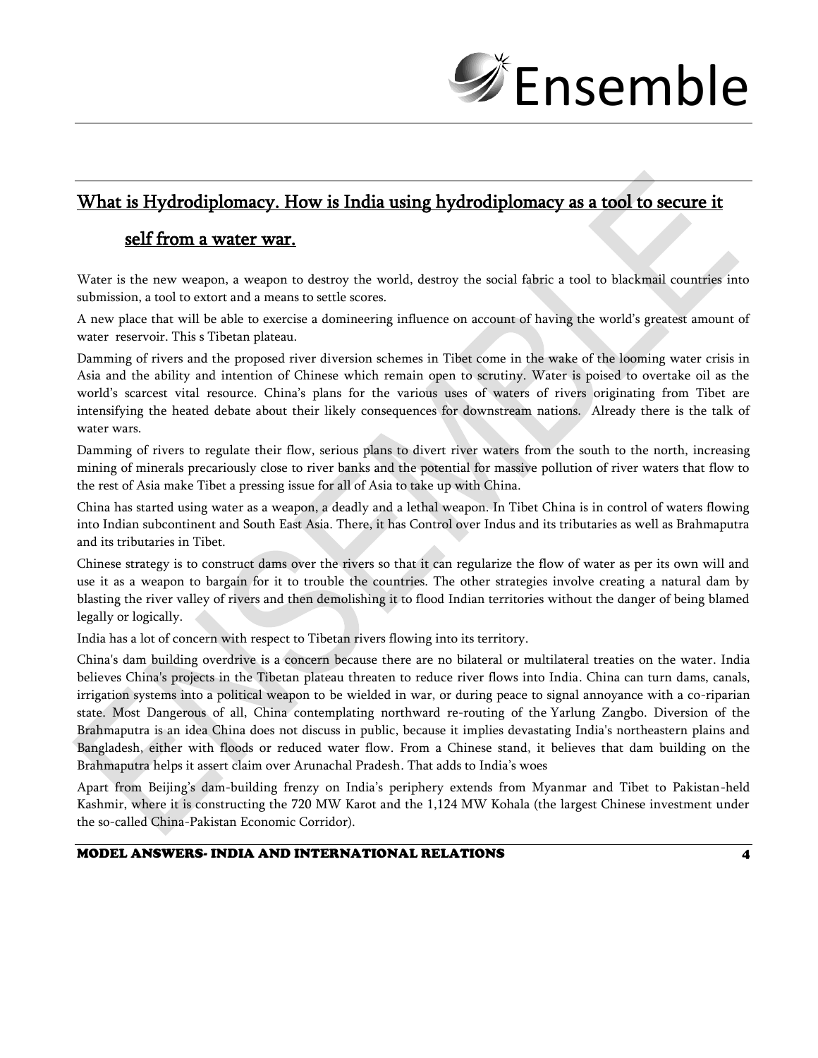## What is Hydrodiplomacy. How is India using hydrodiplomacy as a tool to secure it self from a water war.

Water is the new weapon, a weapon to destroy the world, destroy the social fabric a tool to blackmail countries into submission, a tool to extort and a means to settle scores.

A new place that will be able to exercise a domineering influence on account of having the world's greatest amount of water reservoir. This s Tibetan plateau.

Damming of rivers and the proposed river diversion schemes in Tibet come in the wake of the looming water crisis in Asia and the ability and intention of Chinese which remain open to scrutiny. Water is poised to overtake oil as the world's scarcest vital resource. China's plans for the various uses of waters of rivers originating from Tibet are intensifying the heated debate about their likely consequences for downstream nations. Already there is the talk of water wars.

Damming of rivers to regulate their flow, serious plans to divert river waters from the south to the north, increasing mining of minerals precariously close to river banks and the potential for massive pollution of river waters that flow to the rest of Asia make Tibet a pressing issue for all of Asia to take up with China.

China has started using water as a weapon, a deadly and a lethal weapon. In Tibet China is in control of waters flowing into Indian subcontinent and South East Asia. There, it has Control over Indus and its tributaries as well as Brahmaputra and its tributaries in Tibet.

Chinese strategy is to construct dams over the rivers so that it can regularize the flow of water as per its own will and use it as a weapon to bargain for it to trouble the countries. The other strategies involve creating a natural dam by blasting the river valley of rivers and then demolishing it to flood Indian territories without the danger of being blamed legally or logically.

India has a lot of concern with respect to Tibetan rivers flowing into its territory.

China's dam building overdrive is a concern because there are no bilateral or multilateral treaties on the water. India believes China's projects in the Tibetan plateau threaten to reduce river flows into India. China can turn dams, canals, irrigation systems into a political weapon to be wielded in war, or during peace to signal annoyance with a co-riparian state. Most Dangerous of all, China contemplating northward re-routing of the Yarlung Zangbo. Diversion of the Brahmaputra is an idea China does not discuss in public, because it implies devastating India's northeastern plains and Bangladesh, either with floods or reduced water flow. From a Chinese stand, it believes that dam building on the Brahmaputra helps it assert claim over Arunachal Pradesh. That adds to India's woes

Apart from Beijing's dam-building frenzy on India's periphery extends from Myanmar and Tibet to Pakistan-held Kashmir, where it is constructing the 720 MW Karot and the 1,124 MW Kohala (the largest Chinese investment under the so-called China-Pakistan Economic Corridor).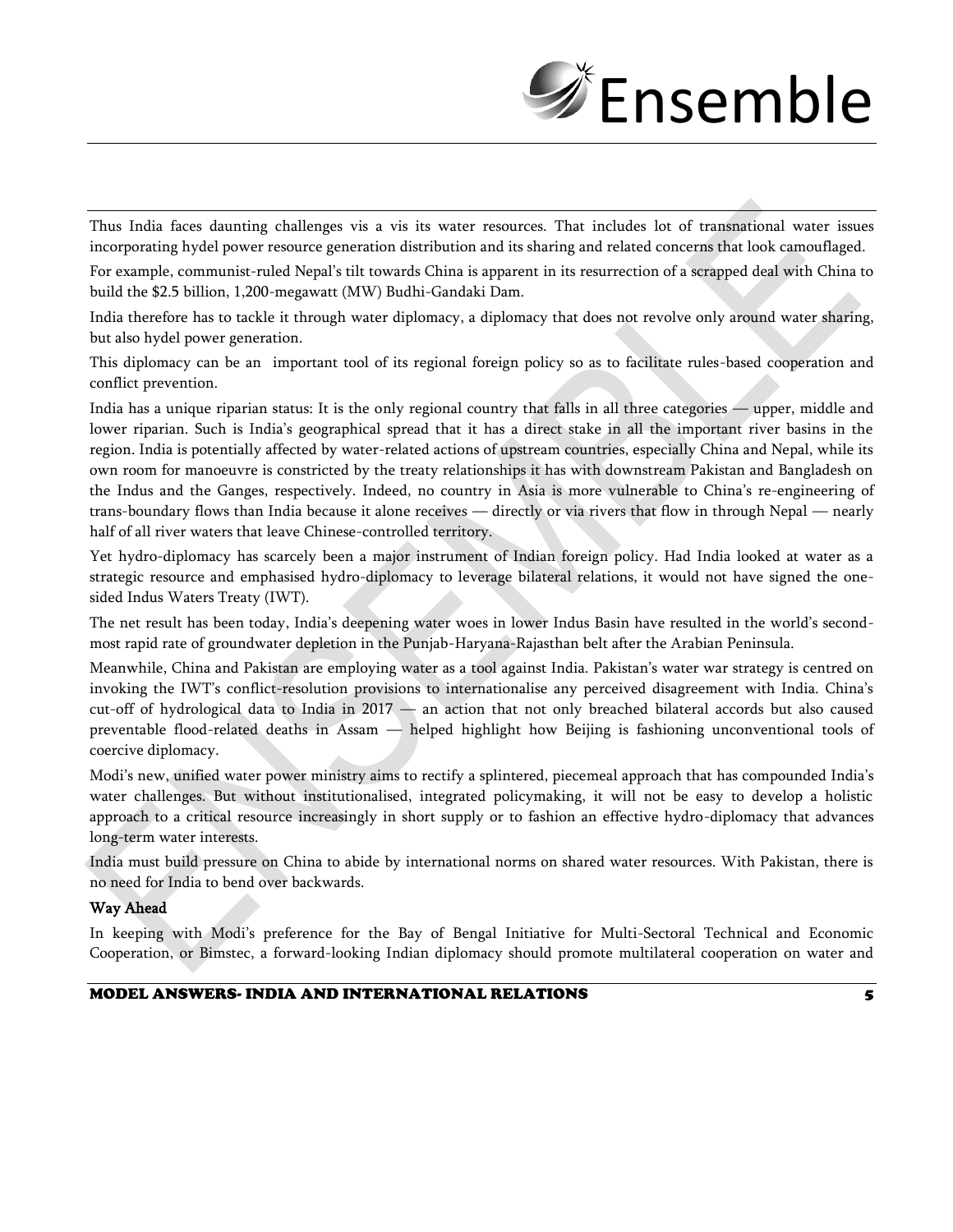Thus India faces daunting challenges vis a vis its water resources. That includes lot of transnational water issues incorporating hydel power resource generation distribution and its sharing and related concerns that look camouflaged.

For example, communist-ruled Nepal's tilt towards China is apparent in its resurrection of a scrapped deal with China to build the $2.5 billion, 1,200-megawatt (MW) Budhi-Gandaki Dam.

India therefore has to tackle it through water diplomacy, a diplomacy that does not revolve only around water sharing, but also hydel power generation.

This diplomacy can be an important tool of its regional foreign policy so as to facilitate rules-based cooperation and conflict prevention.

India has a unique riparian status: It is the only regional country that falls in all three categories — upper, middle and lower riparian. Such is India's geographical spread that it has a direct stake in all the important river basins in the region. India is potentially affected by water-related actions of upstream countries, especially China and Nepal, while its own room for manoeuvre is constricted by the treaty relationships it has with downstream Pakistan and Bangladesh on the Indus and the Ganges, respectively. Indeed, no country in Asia is more vulnerable to China's re-engineering of trans-boundary flows than India because it alone receives — directly or via rivers that flow in through Nepal — nearly half of all river waters that leave Chinese-controlled territory.

Yet hydro-diplomacy has scarcely been a major instrument of Indian foreign policy. Had India looked at water as a strategic resource and emphasised hydro-diplomacy to leverage bilateral relations, it would not have signed the one-sided Indus Waters Treaty (IWT).

The net result has been today, India's deepening water woes in lower Indus Basin have resulted in the world's second-most rapid rate of groundwater depletion in the Punjab-Haryana-Rajasthan belt after the Arabian Peninsula.

Meanwhile, China and Pakistan are employing water as a tool against India. Pakistan's water war strategy is centred on invoking the IWT's conflict-resolution provisions to internationalise any perceived disagreement with India. China's cut-off of hydrological data to India in 2017 — an action that not only breached bilateral accords but also caused preventable flood-related deaths in Assam — helped highlight how Beijing is fashioning unconventional tools of coercive diplomacy.

Modi's new, unified water power ministry aims to rectify a splintered, piecemeal approach that has compounded India's water challenges. But without institutionalised, integrated policymaking, it will not be easy to develop a holistic approach to a critical resource increasingly in short supply or to fashion an effective hydro-diplomacy that advances long-term water interests.

India must build pressure on China to abide by international norms on shared water resources. With Pakistan, there is no need for India to bend over backwards.

**Way Ahead**

In keeping with Modi's preference for the Bay of Bengal Initiative for Multi-Sectoral Technical and Economic Cooperation, or Bimstec, a forward-looking Indian diplomacy should promote multilateral cooperation on water and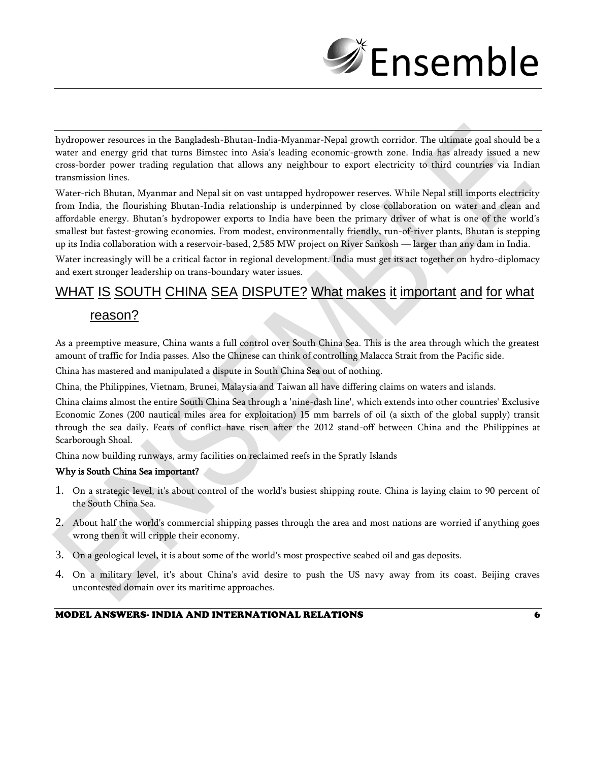hydropower resources in the Bangladesh-Bhutan-India-Myanmar-Nepal growth corridor. The ultimate goal should be a water and energy grid that turns Bimstec into Asia's leading economic-growth zone. India has already issued a new cross-border power trading regulation that allows any neighbour to export electricity to third countries via Indian transmission lines.

Water-rich Bhutan, Myanmar and Nepal sit on vast untapped hydropower reserves. While Nepal still imports electricity from India, the flourishing Bhutan-India relationship is underpinned by close collaboration on water and clean and affordable energy. Bhutan's hydropower exports to India have been the primary driver of what is one of the world's smallest but fastest-growing economies. From modest, environmentally friendly, run-of-river plants, Bhutan is stepping up its India collaboration with a reservoir-based, 2,585 MW project on River Sankosh — larger than any dam in India.

Water increasingly will be a critical factor in regional development. India must get its act together on hydro-diplomacy and exert stronger leadership on trans-boundary water issues.

## WHAT IS SOUTH CHINA SEA DISPUTE? What makes it important and for what reason?

As a preemptive measure, China wants a full control over South China Sea. This is the area through which the greatest amount of traffic for India passes. Also the Chinese can think of controlling Malacca Strait from the Pacific side.

China has mastered and manipulated a dispute in South China Sea out of nothing.

China, the Philippines, Vietnam, Brunei, Malaysia and Taiwan all have differing claims on waters and islands.

China claims almost the entire South China Sea through a 'nine-dash line', which extends into other countries' Exclusive Economic Zones (200 nautical miles area for exploitation) 15 mm barrels of oil (a sixth of the global supply) transit through the sea daily. Fears of conflict have risen after the 2012 stand-off between China and the Philippines at Scarborough Shoal.

China now building runways, army facilities on reclaimed reefs in the Spratly Islands

**Why is South China Sea important?**

1. On a strategic level, it's about control of the world's busiest shipping route. China is laying claim to 90 percent of the South China Sea.
2. About half the world's commercial shipping passes through the area and most nations are worried if anything goes wrong then it will cripple their economy.
3. On a geological level, it is about some of the world's most prospective seabed oil and gas deposits.
4. On a military level, it's about China's avid desire to push the US navy away from its coast. Beijing craves uncontested domain over its maritime approaches.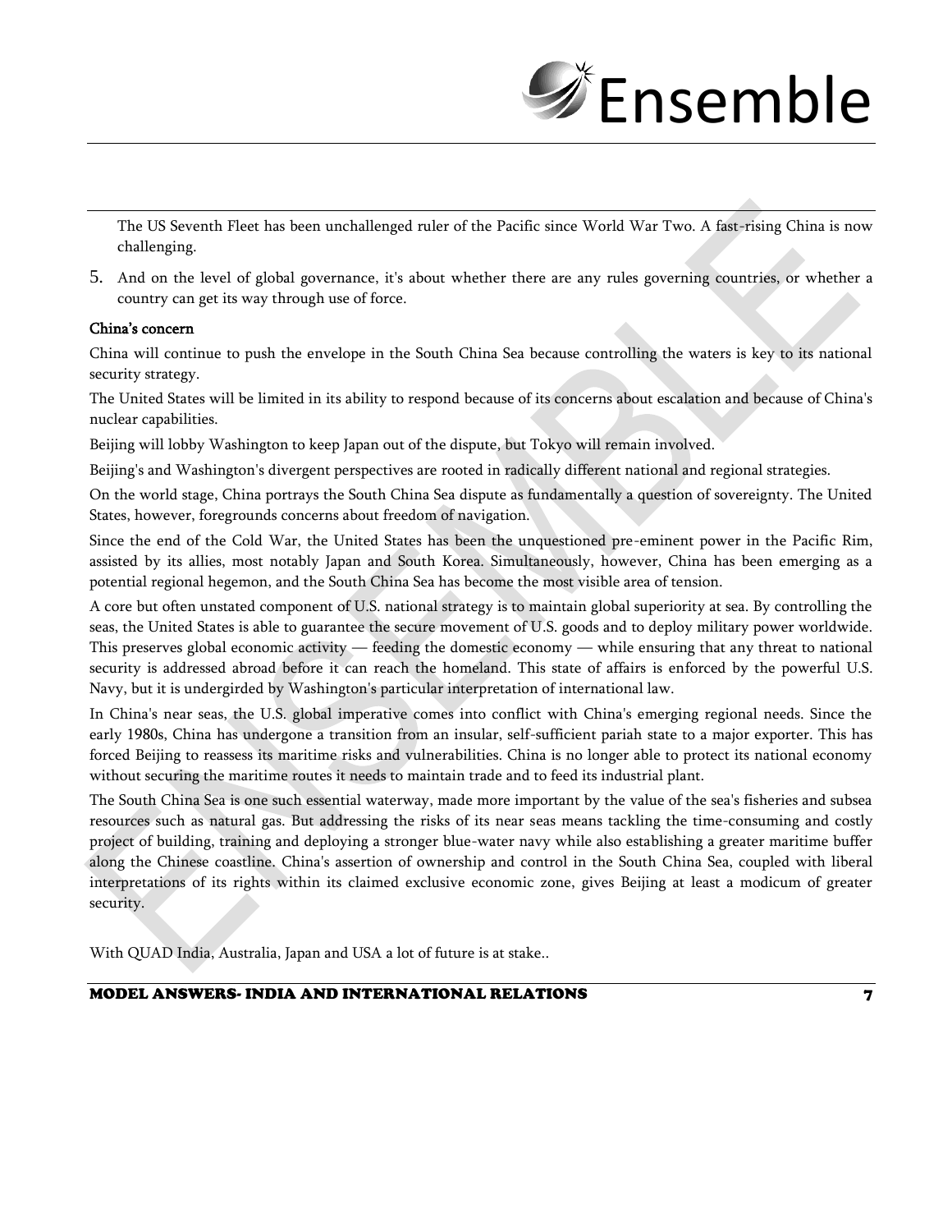The US Seventh Fleet has been unchallenged ruler of the Pacific since World War Two. A fast-rising China is now challenging.

5. And on the level of global governance, it's about whether there are any rules governing countries, or whether a country can get its way through use of force.

**China's concern**

China will continue to push the envelope in the South China Sea because controlling the waters is key to its national security strategy.

The United States will be limited in its ability to respond because of its concerns about escalation and because of China's nuclear capabilities.

Beijing will lobby Washington to keep Japan out of the dispute, but Tokyo will remain involved.

Beijing's and Washington's divergent perspectives are rooted in radically different national and regional strategies.

On the world stage, China portrays the South China Sea dispute as fundamentally a question of sovereignty. The United States, however, foregrounds concerns about freedom of navigation.

Since the end of the Cold War, the United States has been the unquestioned pre-eminent power in the Pacific Rim, assisted by its allies, most notably Japan and South Korea. Simultaneously, however, China has been emerging as a potential regional hegemon, and the South China Sea has become the most visible area of tension.

A core but often unstated component of U.S. national strategy is to maintain global superiority at sea. By controlling the seas, the United States is able to guarantee the secure movement of U.S. goods and to deploy military power worldwide. This preserves global economic activity — feeding the domestic economy — while ensuring that any threat to national security is addressed abroad before it can reach the homeland. This state of affairs is enforced by the powerful U.S. Navy, but it is undergirded by Washington's particular interpretation of international law.

In China's near seas, the U.S. global imperative comes into conflict with China's emerging regional needs. Since the early 1980s, China has undergone a transition from an insular, self-sufficient pariah state to a major exporter. This has forced Beijing to reassess its maritime risks and vulnerabilities. China is no longer able to protect its national economy without securing the maritime routes it needs to maintain trade and to feed its industrial plant.

The South China Sea is one such essential waterway, made more important by the value of the sea's fisheries and subsea resources such as natural gas. But addressing the risks of its near seas means tackling the time-consuming and costly project of building, training and deploying a stronger blue-water navy while also establishing a greater maritime buffer along the Chinese coastline. China's assertion of ownership and control in the South China Sea, coupled with liberal interpretations of its rights within its claimed exclusive economic zone, gives Beijing at least a modicum of greater security.

With QUAD India, Australia, Japan and USA a lot of future is at stake..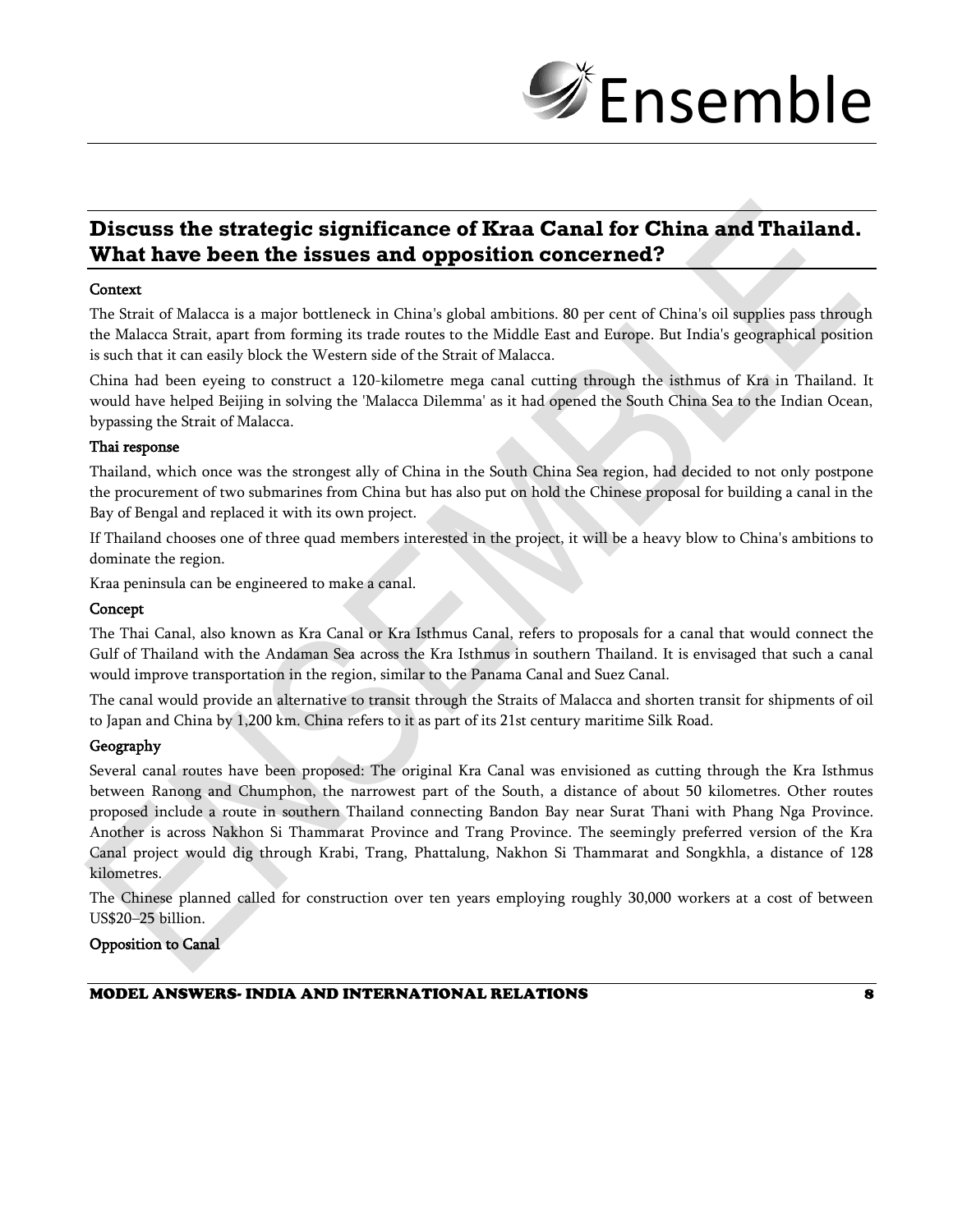## Discuss the strategic significance of Kraa Canal for China and Thailand. What have been the issues and opposition concerned?

**Context**

The Strait of Malacca is a major bottleneck in China's global ambitions. 80 per cent of China's oil supplies pass through the Malacca Strait, apart from forming its trade routes to the Middle East and Europe. But India's geographical position is such that it can easily block the Western side of the Strait of Malacca.

China had been eyeing to construct a 120-kilometre mega canal cutting through the isthmus of Kra in Thailand. It would have helped Beijing in solving the 'Malacca Dilemma' as it had opened the South China Sea to the Indian Ocean, bypassing the Strait of Malacca.

**Thai response**

Thailand, which once was the strongest ally of China in the South China Sea region, had decided to not only postpone the procurement of two submarines from China but has also put on hold the Chinese proposal for building a canal in the Bay of Bengal and replaced it with its own project.

If Thailand chooses one of three quad members interested in the project, it will be a heavy blow to China's ambitions to dominate the region.

Kraa peninsula can be engineered to make a canal.

**Concept**

The Thai Canal, also known as Kra Canal or Kra Isthmus Canal, refers to proposals for a canal that would connect the Gulf of Thailand with the Andaman Sea across the Kra Isthmus in southern Thailand. It is envisaged that such a canal would improve transportation in the region, similar to the Panama Canal and Suez Canal.

The canal would provide an alternative to transit through the Straits of Malacca and shorten transit for shipments of oil to Japan and China by 1,200 km. China refers to it as part of its 21st century maritime Silk Road.

**Geography**

Several canal routes have been proposed: The original Kra Canal was envisioned as cutting through the Kra Isthmus between Ranong and Chumphon, the narrowest part of the South, a distance of about 50 kilometres. Other routes proposed include a route in southern Thailand connecting Bandon Bay near Surat Thani with Phang Nga Province. Another is across Nakhon Si Thammarat Province and Trang Province. The seemingly preferred version of the Kra Canal project would dig through Krabi, Trang, Phattalung, Nakhon Si Thammarat and Songkhla, a distance of 128 kilometres.

The Chinese planned called for construction over ten years employing roughly 30,000 workers at a cost of between US$20–25 billion.

**Opposition to Canal**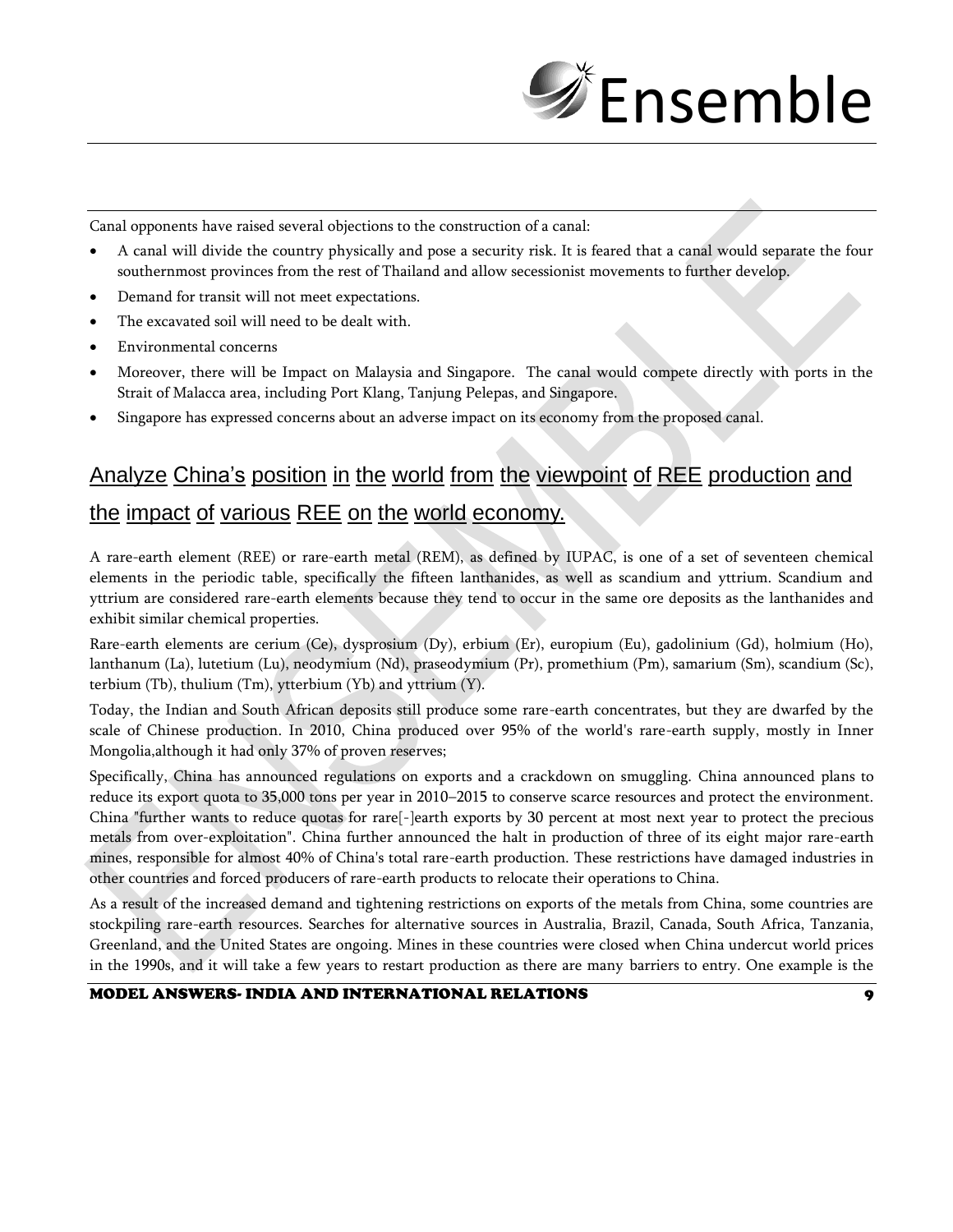Canal opponents have raised several objections to the construction of a canal:

- A canal will divide the country physically and pose a security risk. It is feared that a canal would separate the four southernmost provinces from the rest of Thailand and allow secessionist movements to further develop.
- Demand for transit will not meet expectations.
- The excavated soil will need to be dealt with.
- Environmental concerns
- Moreover, there will be Impact on Malaysia and Singapore. The canal would compete directly with ports in the Strait of Malacca area, including Port Klang, Tanjung Pelepas, and Singapore.
- Singapore has expressed concerns about an adverse impact on its economy from the proposed canal.

## Analyze China's position in the world from the viewpoint of REE production and the impact of various REE on the world economy.

A rare-earth element (REE) or rare-earth metal (REM), as defined by IUPAC, is one of a set of seventeen chemical elements in the periodic table, specifically the fifteen lanthanides, as well as scandium and yttrium. Scandium and yttrium are considered rare-earth elements because they tend to occur in the same ore deposits as the lanthanides and exhibit similar chemical properties.

Rare-earth elements are cerium (Ce), dysprosium (Dy), erbium (Er), europium (Eu), gadolinium (Gd), holmium (Ho), lanthanum (La), lutetium (Lu), neodymium (Nd), praseodymium (Pr), promethium (Pm), samarium (Sm), scandium (Sc), terbium (Tb), thulium (Tm), ytterbium (Yb) and yttrium (Y).

Today, the Indian and South African deposits still produce some rare-earth concentrates, but they are dwarfed by the scale of Chinese production. In 2010, China produced over 95% of the world's rare-earth supply, mostly in Inner Mongolia,although it had only 37% of proven reserves;

Specifically, China has announced regulations on exports and a crackdown on smuggling. China announced plans to reduce its export quota to 35,000 tons per year in 2010–2015 to conserve scarce resources and protect the environment. China "further wants to reduce quotas for rare[-]earth exports by 30 percent at most next year to protect the precious metals from over-exploitation". China further announced the halt in production of three of its eight major rare-earth mines, responsible for almost 40% of China's total rare-earth production. These restrictions have damaged industries in other countries and forced producers of rare-earth products to relocate their operations to China.

As a result of the increased demand and tightening restrictions on exports of the metals from China, some countries are stockpiling rare-earth resources. Searches for alternative sources in Australia, Brazil, Canada, South Africa, Tanzania, Greenland, and the United States are ongoing. Mines in these countries were closed when China undercut world prices in the 1990s, and it will take a few years to restart production as there are many barriers to entry. One example is the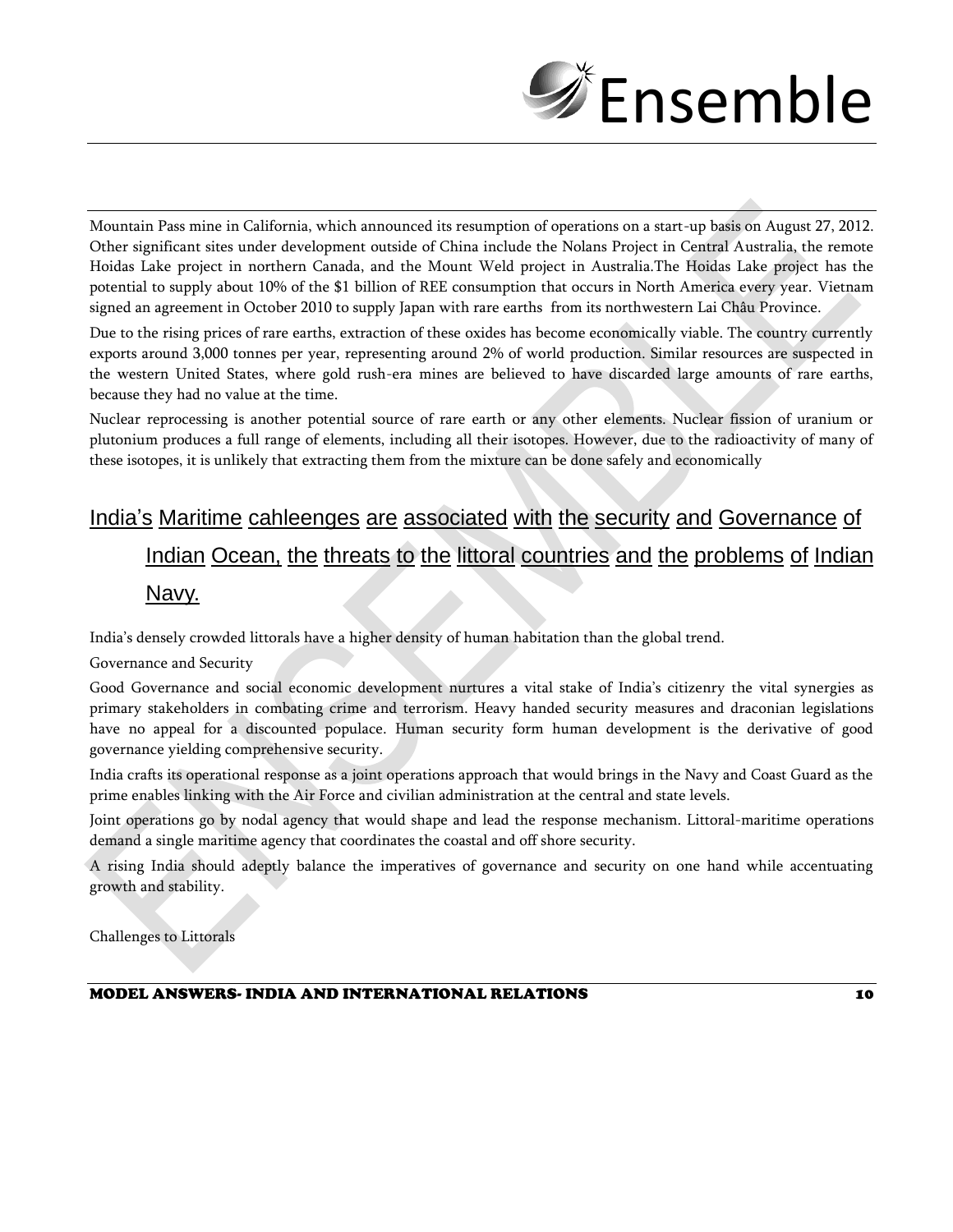Mountain Pass mine in California, which announced its resumption of operations on a start-up basis on August 27, 2012. Other significant sites under development outside of China include the Nolans Project in Central Australia, the remote Hoidas Lake project in northern Canada, and the Mount Weld project in Australia.The Hoidas Lake project has the potential to supply about 10% of the $1 billion of REE consumption that occurs in North America every year. Vietnam signed an agreement in October 2010 to supply Japan with rare earths from its northwestern Lai Châu Province.

Due to the rising prices of rare earths, extraction of these oxides has become economically viable. The country currently exports around 3,000 tonnes per year, representing around 2% of world production. Similar resources are suspected in the western United States, where gold rush-era mines are believed to have discarded large amounts of rare earths, because they had no value at the time.

Nuclear reprocessing is another potential source of rare earth or any other elements. Nuclear fission of uranium or plutonium produces a full range of elements, including all their isotopes. However, due to the radioactivity of many of these isotopes, it is unlikely that extracting them from the mixture can be done safely and economically

## India's Maritime cahleenges are associated with the security and Governance of Indian Ocean, the threats to the littoral countries and the problems of Indian Navy.

India's densely crowded littorals have a higher density of human habitation than the global trend.

Governance and Security

Good Governance and social economic development nurtures a vital stake of India's citizenry the vital synergies as primary stakeholders in combating crime and terrorism. Heavy handed security measures and draconian legislations have no appeal for a discounted populace. Human security form human development is the derivative of good governance yielding comprehensive security.

India crafts its operational response as a joint operations approach that would brings in the Navy and Coast Guard as the prime enables linking with the Air Force and civilian administration at the central and state levels.

Joint operations go by nodal agency that would shape and lead the response mechanism. Littoral-maritime operations demand a single maritime agency that coordinates the coastal and off shore security.

A rising India should adeptly balance the imperatives of governance and security on one hand while accentuating growth and stability.

Challenges to Littorals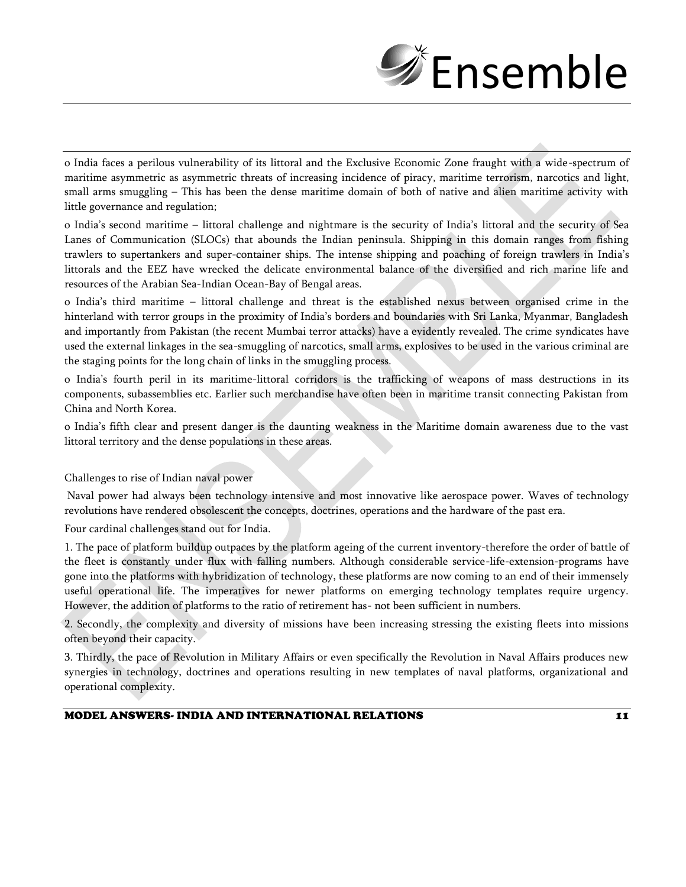o India faces a perilous vulnerability of its littoral and the Exclusive Economic Zone fraught with a wide-spectrum of maritime asymmetric as asymmetric threats of increasing incidence of piracy, maritime terrorism, narcotics and light, small arms smuggling – This has been the dense maritime domain of both of native and alien maritime activity with little governance and regulation;

o India's second maritime – littoral challenge and nightmare is the security of India's littoral and the security of Sea Lanes of Communication (SLOCs) that abounds the Indian peninsula. Shipping in this domain ranges from fishing trawlers to supertankers and super-container ships. The intense shipping and poaching of foreign trawlers in India's littorals and the EEZ have wrecked the delicate environmental balance of the diversified and rich marine life and resources of the Arabian Sea-Indian Ocean-Bay of Bengal areas.

o India's third maritime – littoral challenge and threat is the established nexus between organised crime in the hinterland with terror groups in the proximity of India's borders and boundaries with Sri Lanka, Myanmar, Bangladesh and importantly from Pakistan (the recent Mumbai terror attacks) have a evidently revealed. The crime syndicates have used the external linkages in the sea-smuggling of narcotics, small arms, explosives to be used in the various criminal are the staging points for the long chain of links in the smuggling process.

o India's fourth peril in its maritime-littoral corridors is the trafficking of weapons of mass destructions in its components, subassemblies etc. Earlier such merchandise have often been in maritime transit connecting Pakistan from China and North Korea.

o India's fifth clear and present danger is the daunting weakness in the Maritime domain awareness due to the vast littoral territory and the dense populations in these areas.

Challenges to rise of Indian naval power

Naval power had always been technology intensive and most innovative like aerospace power. Waves of technology revolutions have rendered obsolescent the concepts, doctrines, operations and the hardware of the past era.

Four cardinal challenges stand out for India.

1. The pace of platform buildup outpaces by the platform ageing of the current inventory-therefore the order of battle of the fleet is constantly under flux with falling numbers. Although considerable service-life-extension-programs have gone into the platforms with hybridization of technology, these platforms are now coming to an end of their immensely useful operational life. The imperatives for newer platforms on emerging technology templates require urgency. However, the addition of platforms to the ratio of retirement has- not been sufficient in numbers.

2. Secondly, the complexity and diversity of missions have been increasing stressing the existing fleets into missions often beyond their capacity.

3. Thirdly, the pace of Revolution in Military Affairs or even specifically the Revolution in Naval Affairs produces new synergies in technology, doctrines and operations resulting in new templates of naval platforms, organizational and operational complexity.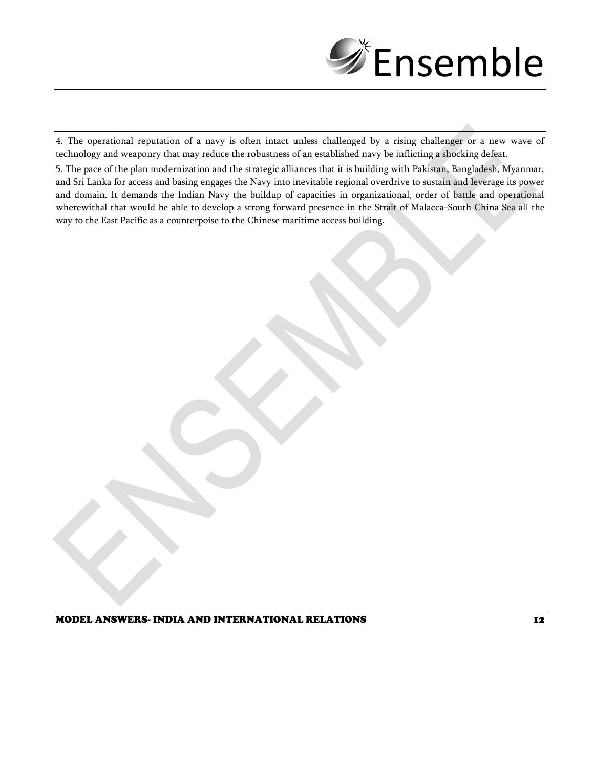4. The operational reputation of a navy is often intact unless challenged by a rising challenger or a new wave of technology and weaponry that may reduce the robustness of an established navy be inflicting a shocking defeat.

5. The pace of the plan modernization and the strategic alliances that it is building with Pakistan, Bangladesh, Myanmar, and Sri Lanka for access and basing engages the Navy into inevitable regional overdrive to sustain and leverage its power and domain. It demands the Indian Navy the buildup of capacities in organizational, order of battle and operational wherewithal that would be able to develop a strong forward presence in the Strait of Malacca-South China Sea all the way to the East Pacific as a counterpoise to the Chinese maritime access building.